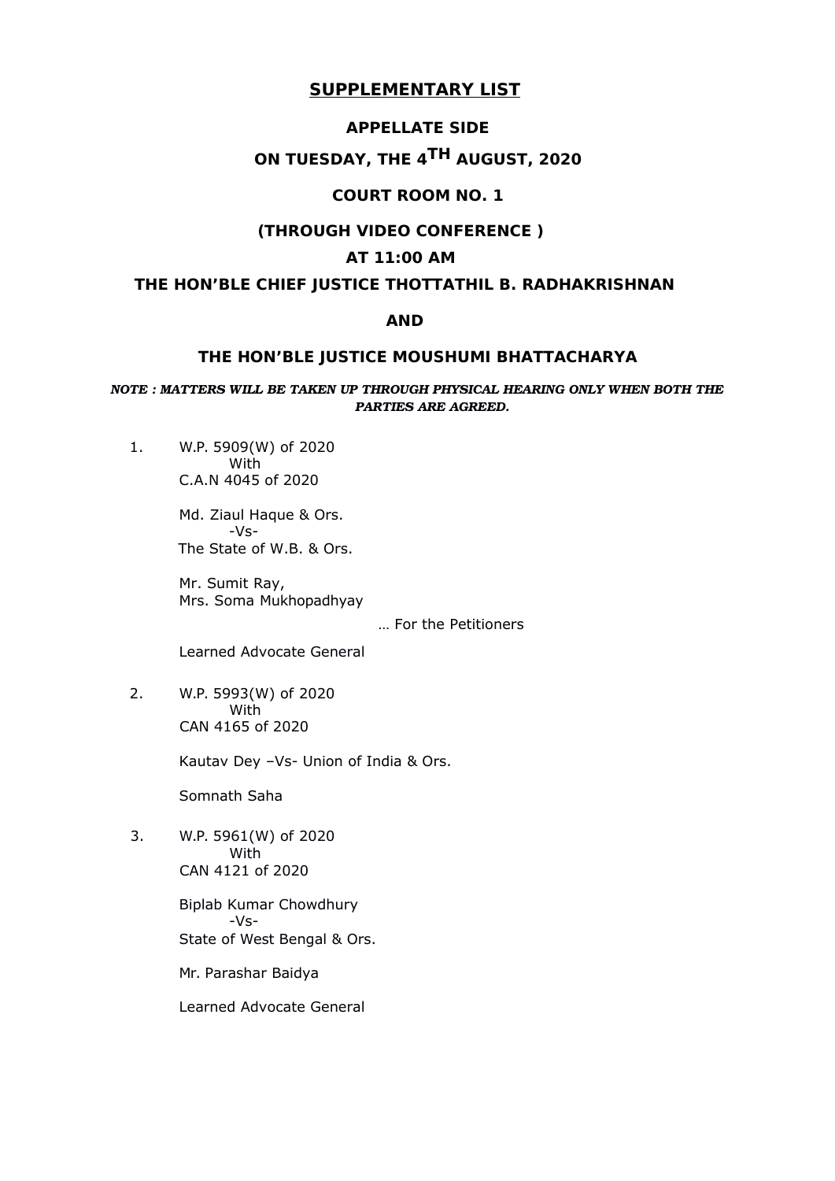# SUPPLEMENTARY LIST

## APPELLATE SIDE

## ON TUESDAY, THE 4TH AUGUST, 2020

## COURT ROOM NO. 1

## (THROUGH VIDEO CONFERENCE )

## AT 11:00 AM

## THE HON'BLE CHIEF JUSTICE THOTTATHIL B. RADHAKRISHNAN

## AND

## THE HON'BLE JUSTICE MOUSHUMI BHATTACHARYA

***NOTE : MATTERS WILL BE TAKEN UP THROUGH PHYSICAL HEARING ONLY WHEN BOTH THE PARTIES ARE AGREED.***

1. W.P. 5909(W) of 2020
   With
   C.A.N 4045 of 2020

   Md. Ziaul Haque & Ors.
   -Vs-
   The State of W.B. & Ors.

   Mr. Sumit Ray,
   Mrs. Soma Mukhopadhyay

   … For the Petitioners

   Learned Advocate General

2. W.P. 5993(W) of 2020
   With
   CAN 4165 of 2020

   Kautav Dey –Vs- Union of India & Ors.

   Somnath Saha

3. W.P. 5961(W) of 2020
   With
   CAN 4121 of 2020

   Biplab Kumar Chowdhury
   -Vs-
   State of West Bengal & Ors.

   Mr. Parashar Baidya

   Learned Advocate General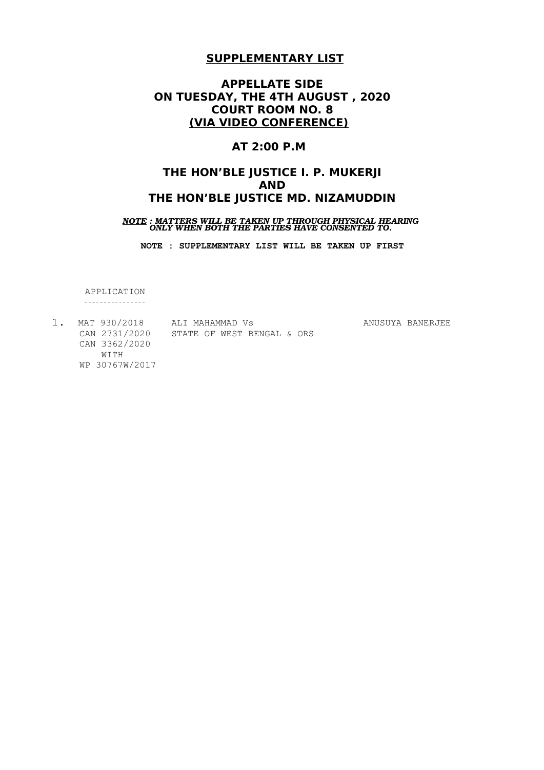## SUPPLEMENTARY LIST

## APPELLATE SIDE
## ON TUESDAY, THE 4TH AUGUST , 2020
## COURT ROOM NO. 8
## (VIA VIDEO CONFERENCE)

## AT 2:00 P.M

## THE HON'BLE JUSTICE I. P. MUKERJI
## AND
## THE HON'BLE JUSTICE MD. NIZAMUDDIN

***NOTE : MATTERS WILL BE TAKEN UP THROUGH PHYSICAL HEARING ONLY WHEN BOTH THE PARTIES HAVE CONSENTED TO.***

**NOTE : SUPPLEMENTARY LIST WILL BE TAKEN UP FIRST**

APPLICATION

| | | | |
|---|---|---|---|
| 1. | MAT 930/2018<br>CAN 2731/2020<br>CAN 3362/2020<br>WITH<br>WP 30767W/2017 | ALI MAHAMMAD Vs<br>STATE OF WEST BENGAL & ORS | ANUSUYA BANERJEE |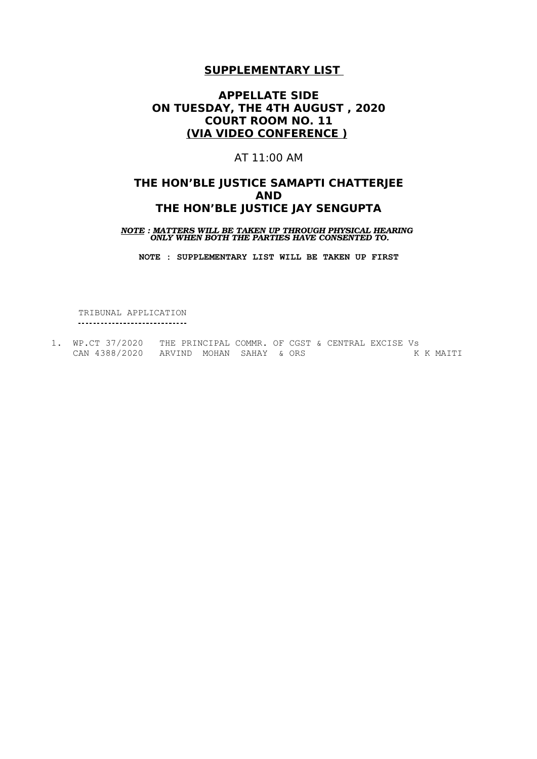# **SUPPLEMENTARY LIST**

## **APPELLATE SIDE**
## **ON TUESDAY, THE 4TH AUGUST , 2020**
## **COURT ROOM NO. 11**
## **(VIA VIDEO CONFERENCE )**

AT 11:00 AM

## **THE HON'BLE JUSTICE SAMAPTI CHATTERJEE**
## **AND**
## **THE HON'BLE JUSTICE JAY SENGUPTA**

***NOTE : MATTERS WILL BE TAKEN UP THROUGH PHYSICAL HEARING ONLY WHEN BOTH THE PARTIES HAVE CONSENTED TO.***

**NOTE : SUPPLEMENTARY LIST WILL BE TAKEN UP FIRST**

TRIBUNAL APPLICATION

1. WP.CT 37/2020 THE PRINCIPAL COMMR. OF CGST & CENTRAL EXCISE Vs
   CAN 4388/2020 ARVIND MOHAN SAHAY & ORS K K MAITI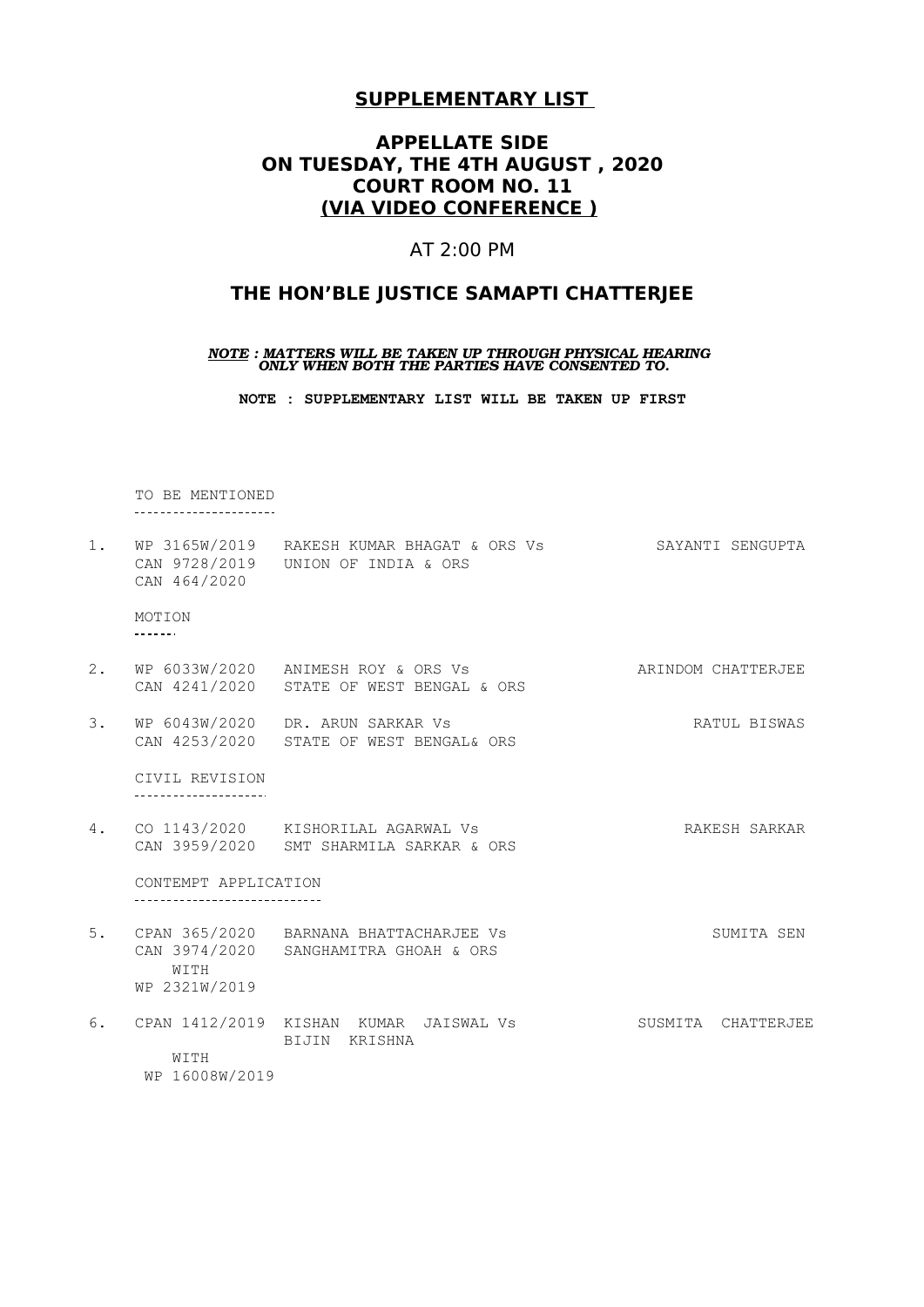## **SUPPLEMENTARY LIST**

## **APPELLATE SIDE**
## **ON TUESDAY, THE 4TH AUGUST , 2020**
## **COURT ROOM NO. 11**
## **(VIA VIDEO CONFERENCE )**

AT 2:00 PM

## **THE HON'BLE JUSTICE SAMAPTI CHATTERJEE**

***NOTE : MATTERS WILL BE TAKEN UP THROUGH PHYSICAL HEARING ONLY WHEN BOTH THE PARTIES HAVE CONSENTED TO.***

**NOTE : SUPPLEMENTARY LIST WILL BE TAKEN UP FIRST**

TO BE MENTIONED

1. WP 3165W/2019 RAKESH KUMAR BHAGAT & ORS Vs — SAYANTI SENGUPTA
   CAN 9728/2019 UNION OF INDIA & ORS
   CAN 464/2020

MOTION

2. WP 6033W/2020 ANIMESH ROY & ORS Vs — ARINDOM CHATTERJEE
   CAN 4241/2020 STATE OF WEST BENGAL & ORS

3. WP 6043W/2020 DR. ARUN SARKAR Vs — RATUL BISWAS
   CAN 4253/2020 STATE OF WEST BENGAL& ORS

CIVIL REVISION

4. CO 1143/2020 KISHORILAL AGARWAL Vs — RAKESH SARKAR
   CAN 3959/2020 SMT SHARMILA SARKAR & ORS

CONTEMPT APPLICATION

5. CPAN 365/2020 BARNANA BHATTACHARJEE Vs — SUMITA SEN
   CAN 3974/2020 SANGHAMITRA GHOAH & ORS
   WITH
   WP 2321W/2019

6. CPAN 1412/2019 KISHAN KUMAR JAISWAL Vs — SUSMITA CHATTERJEE
   BIJIN KRISHNA
   WITH
   WP 16008W/2019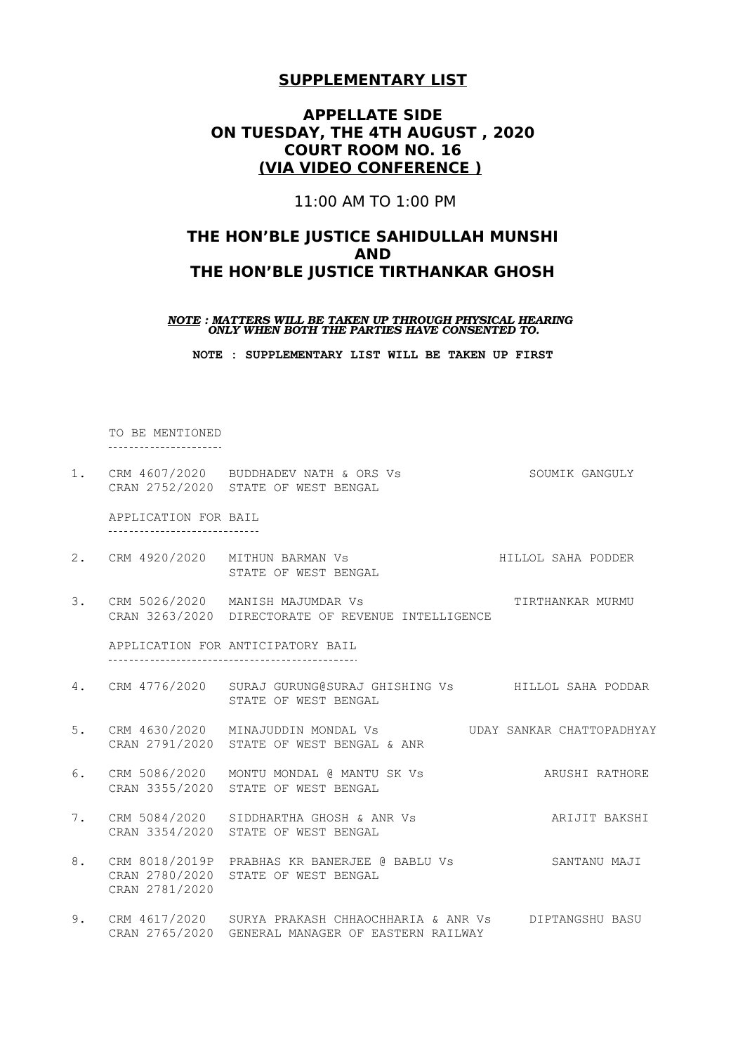## SUPPLEMENTARY LIST

## APPELLATE SIDE
## ON TUESDAY, THE 4TH AUGUST , 2020
## COURT ROOM NO. 16
## (VIA VIDEO CONFERENCE )

11:00 AM TO 1:00 PM

## THE HON'BLE JUSTICE SAHIDULLAH MUNSHI
## AND
## THE HON'BLE JUSTICE TIRTHANKAR GHOSH

***NOTE : MATTERS WILL BE TAKEN UP THROUGH PHYSICAL HEARING ONLY WHEN BOTH THE PARTIES HAVE CONSENTED TO.***

**NOTE : SUPPLEMENTARY LIST WILL BE TAKEN UP FIRST**

TO BE MENTIONED

| | | | |
|---|---|---|---|
| 1. | CRM 4607/2020<br>CRAN 2752/2020 | BUDDHADEV NATH & ORS Vs<br>STATE OF WEST BENGAL | SOUMIK GANGULY |

APPLICATION FOR BAIL

| | | | |
|---|---|---|---|
| 2. | CRM 4920/2020 | MITHUN BARMAN Vs<br>STATE OF WEST BENGAL | HILLOL SAHA PODDER |
| 3. | CRM 5026/2020<br>CRAN 3263/2020 | MANISH MAJUMDAR Vs<br>DIRECTORATE OF REVENUE INTELLIGENCE | TIRTHANKAR MURMU |

APPLICATION FOR ANTICIPATORY BAIL

| | | | |
|---|---|---|---|
| 4. | CRM 4776/2020 | SURAJ GURUNG@SURAJ GHISHING Vs<br>STATE OF WEST BENGAL | HILLOL SAHA PODDAR |
| 5. | CRM 4630/2020<br>CRAN 2791/2020 | MINAJUDDIN MONDAL Vs<br>STATE OF WEST BENGAL & ANR | UDAY SANKAR CHATTOPADHYAY |
| 6. | CRM 5086/2020<br>CRAN 3355/2020 | MONTU MONDAL @ MANTU SK Vs<br>STATE OF WEST BENGAL | ARUSHI RATHORE |
| 7. | CRM 5084/2020<br>CRAN 3354/2020 | SIDDHARTHA GHOSH & ANR Vs<br>STATE OF WEST BENGAL | ARIJIT BAKSHI |
| 8. | CRM 8018/2019P<br>CRAN 2780/2020<br>CRAN 2781/2020 | PRABHAS KR BANERJEE @ BABLU Vs<br>STATE OF WEST BENGAL | SANTANU MAJI |
| 9. | CRM 4617/2020<br>CRAN 2765/2020 | SURYA PRAKASH CHHAOCHHARIA & ANR Vs<br>GENERAL MANAGER OF EASTERN RAILWAY | DIPTANGSHU BASU |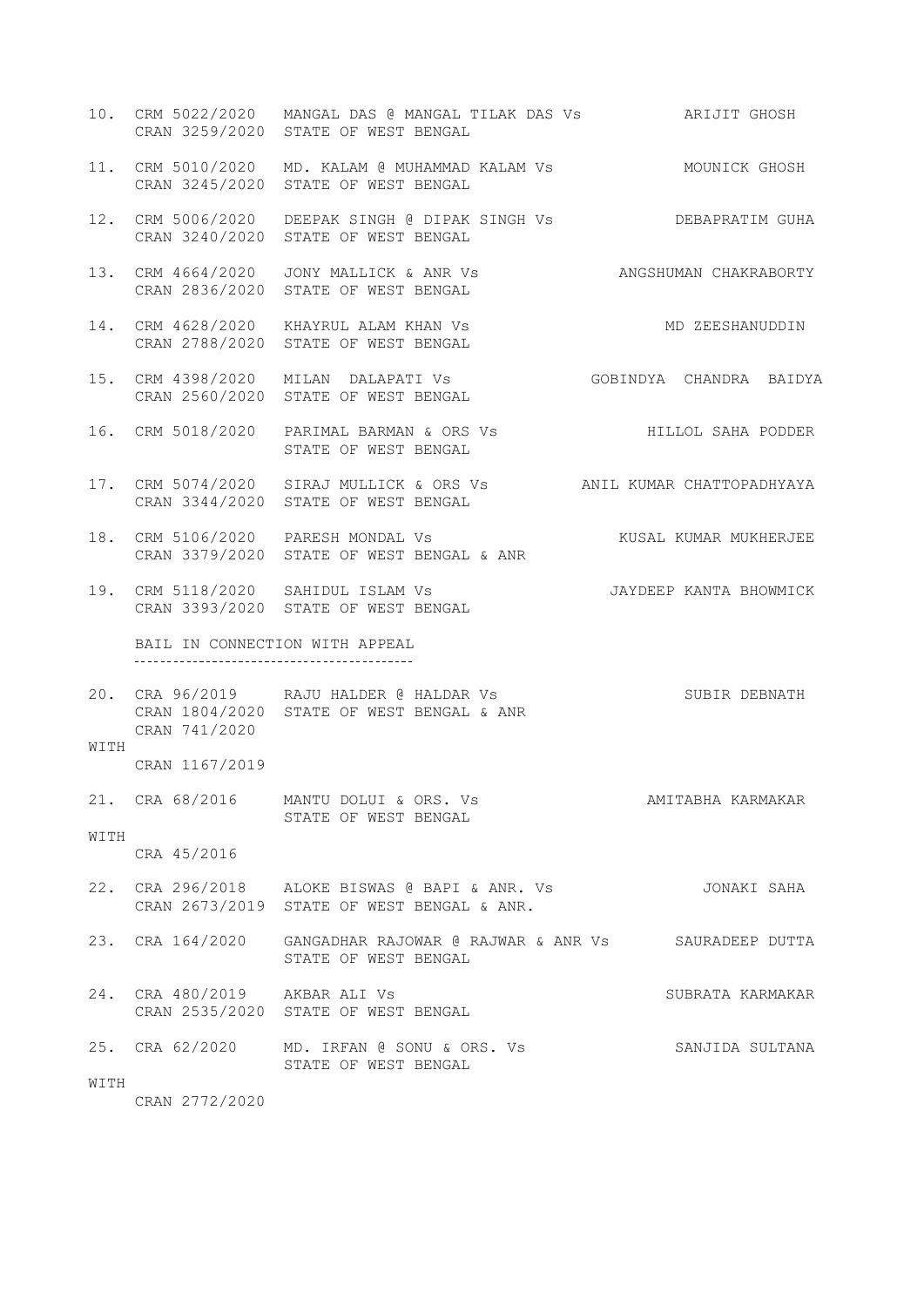10. CRM 5022/2020 MANGAL DAS @ MANGAL TILAK DAS Vs ARIJIT GHOSH
    CRAN 3259/2020 STATE OF WEST BENGAL

11. CRM 5010/2020 MD. KALAM @ MUHAMMAD KALAM Vs MOUNICK GHOSH
    CRAN 3245/2020 STATE OF WEST BENGAL

12. CRM 5006/2020 DEEPAK SINGH @ DIPAK SINGH Vs DEBAPRATIM GUHA
    CRAN 3240/2020 STATE OF WEST BENGAL

13. CRM 4664/2020 JONY MALLICK & ANR Vs ANGSHUMAN CHAKRABORTY
    CRAN 2836/2020 STATE OF WEST BENGAL

14. CRM 4628/2020 KHAYRUL ALAM KHAN Vs MD ZEESHANUDDIN
    CRAN 2788/2020 STATE OF WEST BENGAL

15. CRM 4398/2020 MILAN DALAPATI Vs GOBINDYA CHANDRA BAIDYA
    CRAN 2560/2020 STATE OF WEST BENGAL

16. CRM 5018/2020 PARIMAL BARMAN & ORS Vs HILLOL SAHA PODDER
    STATE OF WEST BENGAL

17. CRM 5074/2020 SIRAJ MULLICK & ORS Vs ANIL KUMAR CHATTOPADHYAYA
    CRAN 3344/2020 STATE OF WEST BENGAL

18. CRM 5106/2020 PARESH MONDAL Vs KUSAL KUMAR MUKHERJEE
    CRAN 3379/2020 STATE OF WEST BENGAL & ANR

19. CRM 5118/2020 SAHIDUL ISLAM Vs JAYDEEP KANTA BHOWMICK
    CRAN 3393/2020 STATE OF WEST BENGAL

BAIL IN CONNECTION WITH APPEAL

20. CRA 96/2019 RAJU HALDER @ HALDAR Vs SUBIR DEBNATH
    CRAN 1804/2020 STATE OF WEST BENGAL & ANR
    CRAN 741/2020
    WITH
    CRAN 1167/2019

21. CRA 68/2016 MANTU DOLUI & ORS. Vs AMITABHA KARMAKAR
    STATE OF WEST BENGAL
    WITH
    CRA 45/2016

22. CRA 296/2018 ALOKE BISWAS @ BAPI & ANR. Vs JONAKI SAHA
    CRAN 2673/2019 STATE OF WEST BENGAL & ANR.

23. CRA 164/2020 GANGADHAR RAJOWAR @ RAJWAR & ANR Vs SAURADEEP DUTTA
    STATE OF WEST BENGAL

24. CRA 480/2019 AKBAR ALI Vs SUBRATA KARMAKAR
    CRAN 2535/2020 STATE OF WEST BENGAL

25. CRA 62/2020 MD. IRFAN @ SONU & ORS. Vs SANJIDA SULTANA
    STATE OF WEST BENGAL
    WITH
    CRAN 2772/2020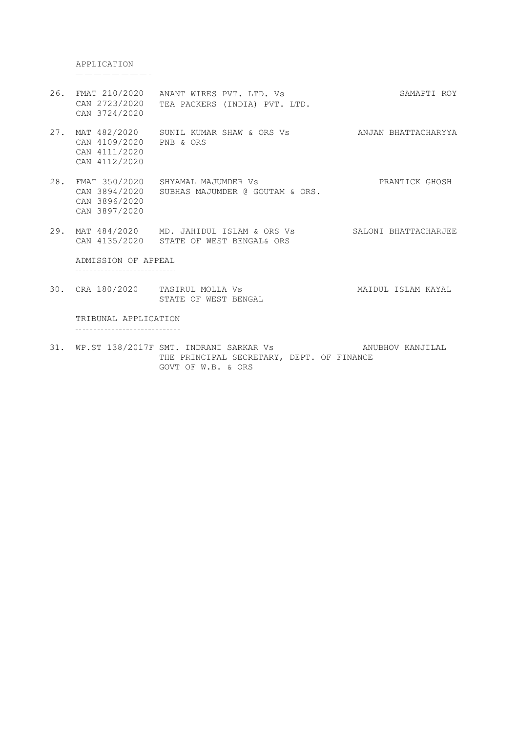APPLICATION

| No. | Case No. | Parties | Advocate |
|---|---|---|---|
| 26. | FMAT 210/2020<br>CAN 2723/2020<br>CAN 3724/2020 | ANANT WIRES PVT. LTD. Vs<br>TEA PACKERS (INDIA) PVT. LTD. | SAMAPTI ROY |
| 27. | MAT 482/2020<br>CAN 4109/2020<br>CAN 4111/2020<br>CAN 4112/2020 | SUNIL KUMAR SHAW & ORS Vs<br>PNB & ORS | ANJAN BHATTACHARYYA |
| 28. | FMAT 350/2020<br>CAN 3894/2020<br>CAN 3896/2020<br>CAN 3897/2020 | SHYAMAL MAJUMDER Vs<br>SUBHAS MAJUMDER @ GOUTAM & ORS. | PRANTICK GHOSH |
| 29. | MAT 484/2020<br>CAN 4135/2020 | MD. JAHIDUL ISLAM & ORS Vs<br>STATE OF WEST BENGAL& ORS | SALONI BHATTACHARJEE |

ADMISSION OF APPEAL

| No. | Case No. | Parties | Advocate |
|---|---|---|---|
| 30. | CRA 180/2020 | TASIRUL MOLLA Vs<br>STATE OF WEST BENGAL | MAIDUL ISLAM KAYAL |

TRIBUNAL APPLICATION

| No. | Case No. | Parties | Advocate |
|---|---|---|---|
| 31. | WP.ST 138/2017F | SMT. INDRANI SARKAR Vs<br>THE PRINCIPAL SECRETARY, DEPT. OF FINANCE<br>GOVT OF W.B. & ORS | ANUBHOV KANJILAL |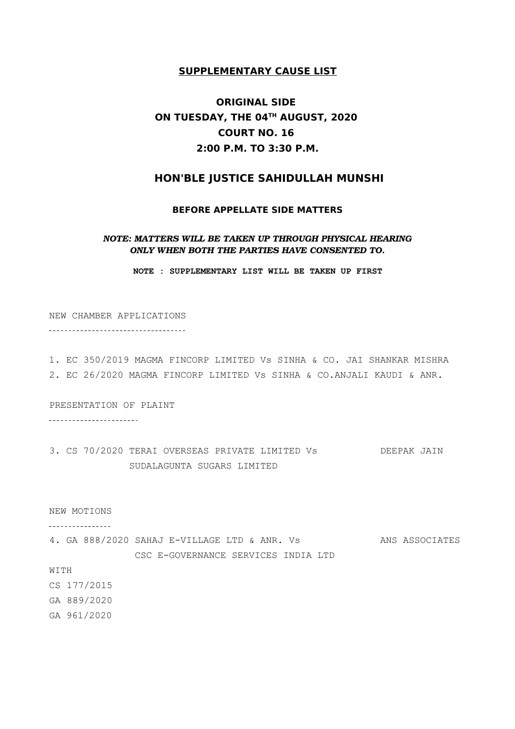**SUPPLEMENTARY CAUSE LIST**

**ORIGINAL SIDE**
**ON TUESDAY, THE 04TH AUGUST, 2020**
**COURT NO. 16**
**2:00 P.M. TO 3:30 P.M.**

## HON'BLE JUSTICE SAHIDULLAH MUNSHI

**BEFORE APPELLATE SIDE MATTERS**

***NOTE: MATTERS WILL BE TAKEN UP THROUGH PHYSICAL HEARING ONLY WHEN BOTH THE PARTIES HAVE CONSENTED TO.***

**NOTE : SUPPLEMENTARY LIST WILL BE TAKEN UP FIRST**

NEW CHAMBER APPLICATIONS

---

1. EC 350/2019 MAGMA FINCORP LIMITED Vs SINHA & CO. JAI SHANKAR MISHRA
2. EC 26/2020 MAGMA FINCORP LIMITED Vs SINHA & CO.ANJALI KAUDI & ANR.

PRESENTATION OF PLAINT

---

3. CS 70/2020 TERAI OVERSEAS PRIVATE LIMITED Vs DEEPAK JAIN
   SUDALAGUNTA SUGARS LIMITED

NEW MOTIONS

---

4. GA 888/2020 SAHAJ E-VILLAGE LTD & ANR. Vs ANS ASSOCIATES
   CSC E-GOVERNANCE SERVICES INDIA LTD

WITH
CS 177/2015
GA 889/2020
GA 961/2020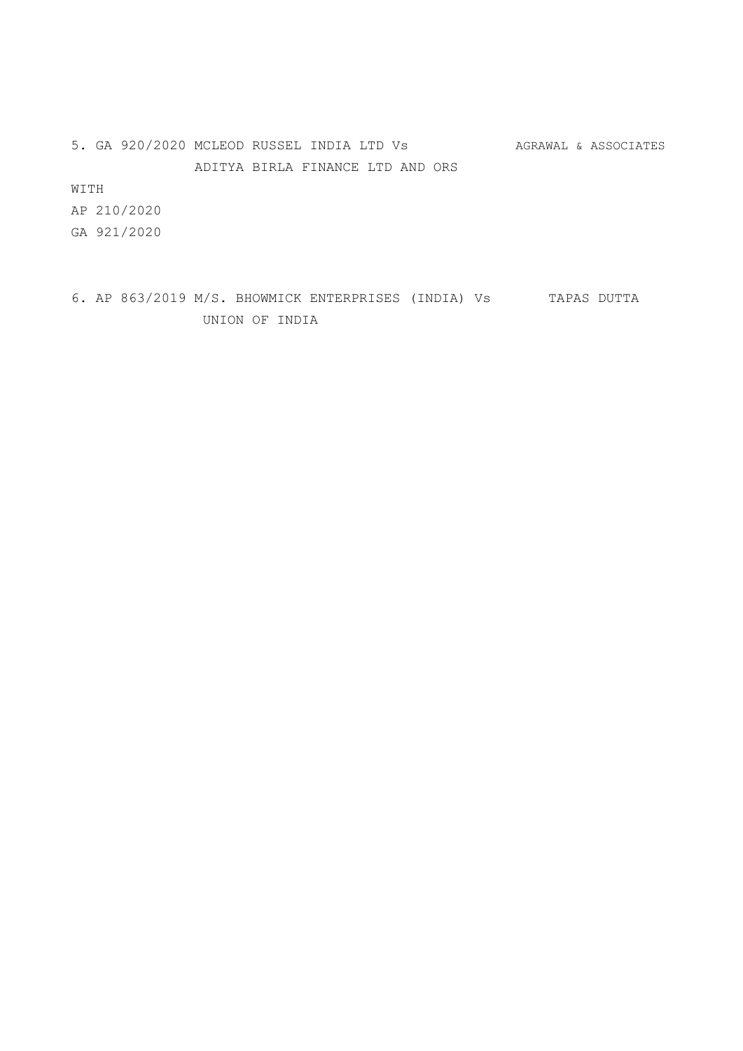5. GA 920/2020 MCLEOD RUSSEL INDIA LTD Vs AGRAWAL & ASSOCIATES
ADITYA BIRLA FINANCE LTD AND ORS

WITH

AP 210/2020

GA 921/2020

6. AP 863/2019 M/S. BHOWMICK ENTERPRISES (INDIA) Vs TAPAS DUTTA
UNION OF INDIA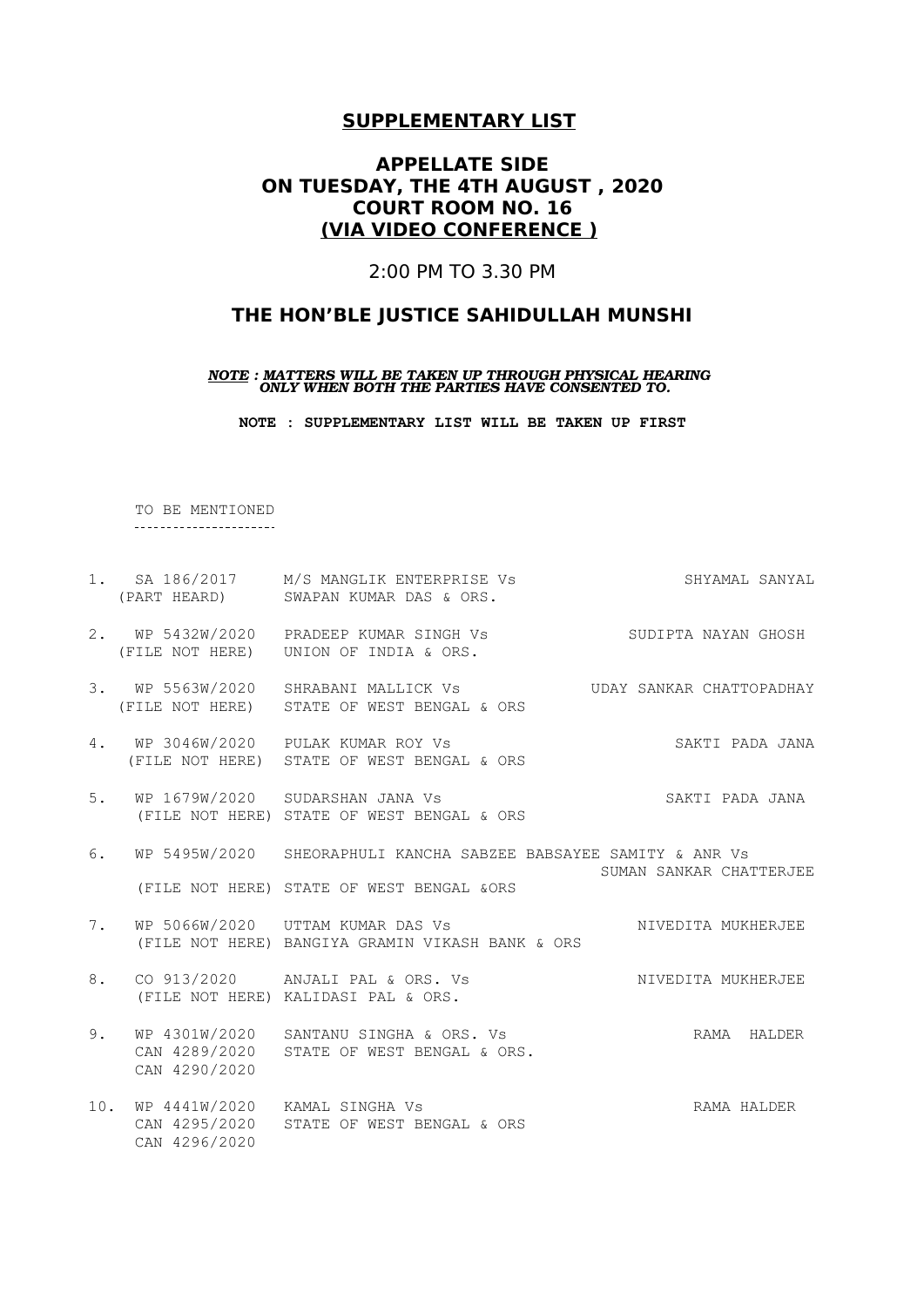# **SUPPLEMENTARY LIST**

## **APPELLATE SIDE**
## **ON TUESDAY, THE 4TH AUGUST , 2020**
## **COURT ROOM NO. 16**
## **(VIA VIDEO CONFERENCE )**

2:00 PM TO 3.30 PM

## **THE HON'BLE JUSTICE SAHIDULLAH MUNSHI**

***NOTE : MATTERS WILL BE TAKEN UP THROUGH PHYSICAL HEARING ONLY WHEN BOTH THE PARTIES HAVE CONSENTED TO.***

**NOTE : SUPPLEMENTARY LIST WILL BE TAKEN UP FIRST**

TO BE MENTIONED

| No. | Case No. | Parties | Advocate |
|---|---|---|---|
| 1. | SA 186/2017 (PART HEARD) | M/S MANGLIK ENTERPRISE Vs SWAPAN KUMAR DAS & ORS. | SHYAMAL SANYAL |
| 2. | WP 5432W/2020 (FILE NOT HERE) | PRADEEP KUMAR SINGH Vs UNION OF INDIA & ORS. | SUDIPTA NAYAN GHOSH |
| 3. | WP 5563W/2020 (FILE NOT HERE) | SHRABANI MALLICK Vs STATE OF WEST BENGAL & ORS | UDAY SANKAR CHATTOPADHAY |
| 4. | WP 3046W/2020 (FILE NOT HERE) | PULAK KUMAR ROY Vs STATE OF WEST BENGAL & ORS | SAKTI PADA JANA |
| 5. | WP 1679W/2020 (FILE NOT HERE) | SUDARSHAN JANA Vs STATE OF WEST BENGAL & ORS | SAKTI PADA JANA |
| 6. | WP 5495W/2020 (FILE NOT HERE) | SHEORAPHULI KANCHA SABZEE BABSAYEE SAMITY & ANR Vs STATE OF WEST BENGAL &ORS | SUMAN SANKAR CHATTERJEE |
| 7. | WP 5066W/2020 (FILE NOT HERE) | UTTAM KUMAR DAS Vs BANGIYA GRAMIN VIKASH BANK & ORS | NIVEDITA MUKHERJEE |
| 8. | CO 913/2020 (FILE NOT HERE) | ANJALI PAL & ORS. Vs KALIDASI PAL & ORS. | NIVEDITA MUKHERJEE |
| 9. | WP 4301W/2020 CAN 4289/2020 CAN 4290/2020 | SANTANU SINGHA & ORS. Vs STATE OF WEST BENGAL & ORS. | RAMA HALDER |
| 10. | WP 4441W/2020 CAN 4295/2020 CAN 4296/2020 | KAMAL SINGHA Vs STATE OF WEST BENGAL & ORS | RAMA HALDER |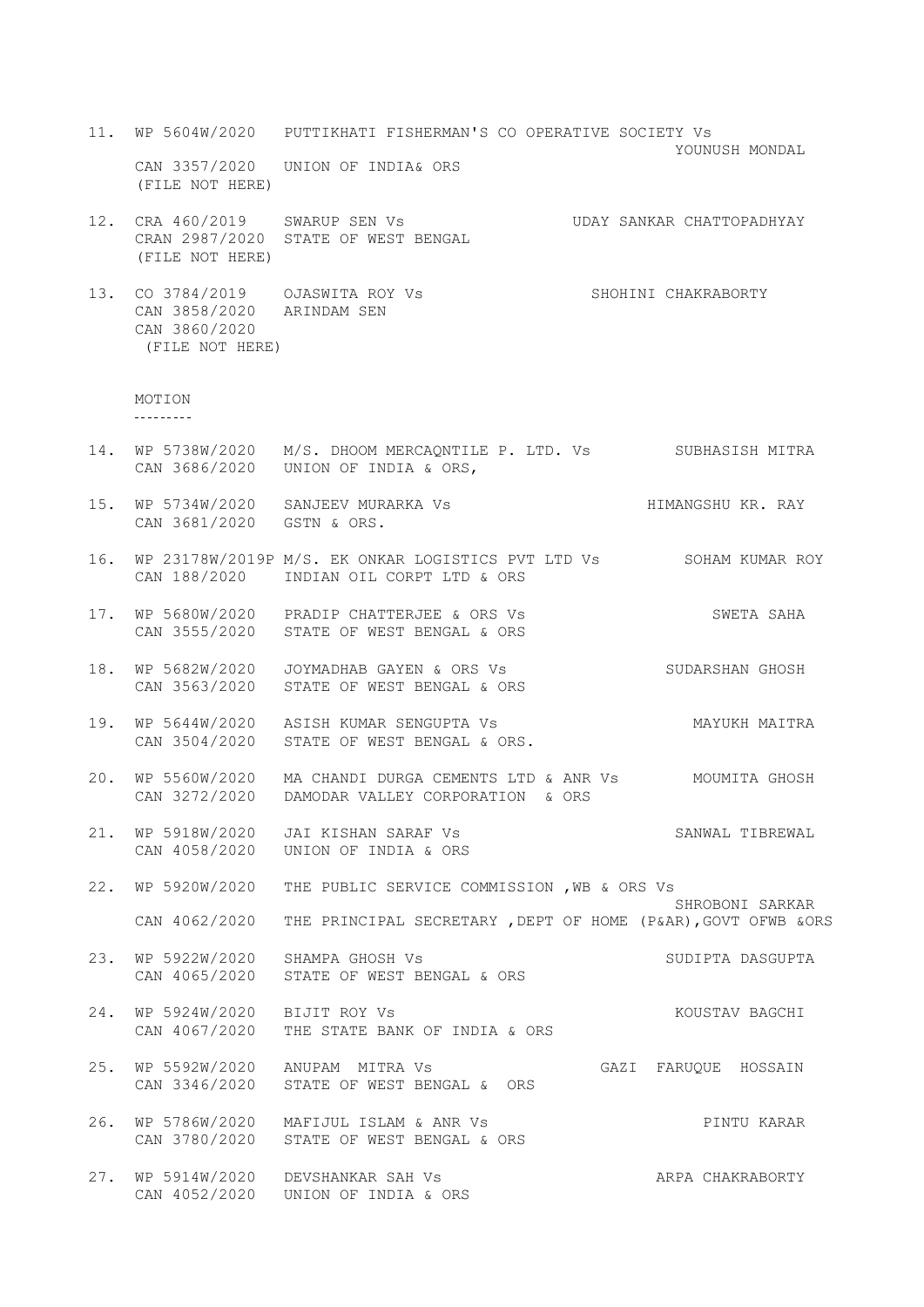11. WP 5604W/2020 PUTTIKHATI FISHERMAN'S CO OPERATIVE SOCIETY Vs YOUNUSH MONDAL
    CAN 3357/2020 UNION OF INDIA& ORS
    (FILE NOT HERE)

12. CRA 460/2019 SWARUP SEN Vs UDAY SANKAR CHATTOPADHYAY
    CRAN 2987/2020 STATE OF WEST BENGAL
    (FILE NOT HERE)

13. CO 3784/2019 OJASWITA ROY Vs SHOHINI CHAKRABORTY
    CAN 3858/2020 ARINDAM SEN
    CAN 3860/2020
    (FILE NOT HERE)

MOTION
---------

14. WP 5738W/2020 M/S. DHOOM MERCAQNTILE P. LTD. Vs SUBHASISH MITRA
    CAN 3686/2020 UNION OF INDIA & ORS,

15. WP 5734W/2020 SANJEEV MURARKA Vs HIMANGSHU KR. RAY
    CAN 3681/2020 GSTN & ORS.

16. WP 23178W/2019P M/S. EK ONKAR LOGISTICS PVT LTD Vs SOHAM KUMAR ROY
    CAN 188/2020 INDIAN OIL CORPT LTD & ORS

17. WP 5680W/2020 PRADIP CHATTERJEE & ORS Vs SWETA SAHA
    CAN 3555/2020 STATE OF WEST BENGAL & ORS

18. WP 5682W/2020 JOYMADHAB GAYEN & ORS Vs SUDARSHAN GHOSH
    CAN 3563/2020 STATE OF WEST BENGAL & ORS

19. WP 5644W/2020 ASISH KUMAR SENGUPTA Vs MAYUKH MAITRA
    CAN 3504/2020 STATE OF WEST BENGAL & ORS.

20. WP 5560W/2020 MA CHANDI DURGA CEMENTS LTD & ANR Vs MOUMITA GHOSH
    CAN 3272/2020 DAMODAR VALLEY CORPORATION & ORS

21. WP 5918W/2020 JAI KISHAN SARAF Vs SANWAL TIBREWAL
    CAN 4058/2020 UNION OF INDIA & ORS

22. WP 5920W/2020 THE PUBLIC SERVICE COMMISSION ,WB & ORS Vs SHROBONI SARKAR
    CAN 4062/2020 THE PRINCIPAL SECRETARY ,DEPT OF HOME (P&AR),GOVT OFWB &ORS

23. WP 5922W/2020 SHAMPA GHOSH Vs SUDIPTA DASGUPTA
    CAN 4065/2020 STATE OF WEST BENGAL & ORS

24. WP 5924W/2020 BIJIT ROY Vs KOUSTAV BAGCHI
    CAN 4067/2020 THE STATE BANK OF INDIA & ORS

25. WP 5592W/2020 ANUPAM MITRA Vs GAZI FARUQUE HOSSAIN
    CAN 3346/2020 STATE OF WEST BENGAL & ORS

26. WP 5786W/2020 MAFIJUL ISLAM & ANR Vs PINTU KARAR
    CAN 3780/2020 STATE OF WEST BENGAL & ORS

27. WP 5914W/2020 DEVSHANKAR SAH Vs ARPA CHAKRABORTY
    CAN 4052/2020 UNION OF INDIA & ORS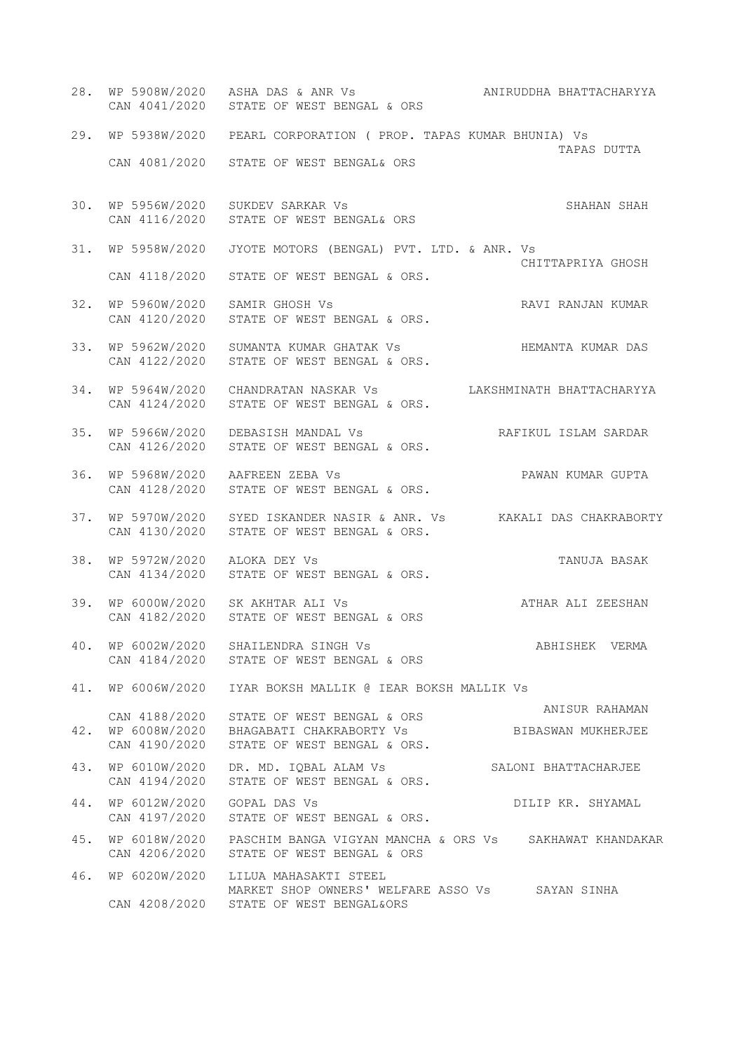28. WP 5908W/2020 ASHA DAS & ANR Vs ANIRUDDHA BHATTACHARYYA
    CAN 4041/2020 STATE OF WEST BENGAL & ORS

29. WP 5938W/2020 PEARL CORPORATION ( PROP. TAPAS KUMAR BHUNIA) Vs TAPAS DUTTA
    CAN 4081/2020 STATE OF WEST BENGAL& ORS

30. WP 5956W/2020 SUKDEV SARKAR Vs SHAHAN SHAH
    CAN 4116/2020 STATE OF WEST BENGAL& ORS

31. WP 5958W/2020 JYOTE MOTORS (BENGAL) PVT. LTD. & ANR. Vs CHITTAPRIYA GHOSH
    CAN 4118/2020 STATE OF WEST BENGAL & ORS.

32. WP 5960W/2020 SAMIR GHOSH Vs RAVI RANJAN KUMAR
    CAN 4120/2020 STATE OF WEST BENGAL & ORS.

33. WP 5962W/2020 SUMANTA KUMAR GHATAK Vs HEMANTA KUMAR DAS
    CAN 4122/2020 STATE OF WEST BENGAL & ORS.

34. WP 5964W/2020 CHANDRATAN NASKAR Vs LAKSHMINATH BHATTACHARYYA
    CAN 4124/2020 STATE OF WEST BENGAL & ORS.

35. WP 5966W/2020 DEBASISH MANDAL Vs RAFIKUL ISLAM SARDAR
    CAN 4126/2020 STATE OF WEST BENGAL & ORS.

36. WP 5968W/2020 AAFREEN ZEBA Vs PAWAN KUMAR GUPTA
    CAN 4128/2020 STATE OF WEST BENGAL & ORS.

37. WP 5970W/2020 SYED ISKANDER NASIR & ANR. Vs KAKALI DAS CHAKRABORTY
    CAN 4130/2020 STATE OF WEST BENGAL & ORS.

38. WP 5972W/2020 ALOKA DEY Vs TANUJA BASAK
    CAN 4134/2020 STATE OF WEST BENGAL & ORS.

39. WP 6000W/2020 SK AKHTAR ALI Vs ATHAR ALI ZEESHAN
    CAN 4182/2020 STATE OF WEST BENGAL & ORS

40. WP 6002W/2020 SHAILENDRA SINGH Vs ABHISHEK VERMA
    CAN 4184/2020 STATE OF WEST BENGAL & ORS

41. WP 6006W/2020 IYAR BOKSH MALLIK @ IEAR BOKSH MALLIK Vs ANISUR RAHAMAN
    CAN 4188/2020 STATE OF WEST BENGAL & ORS

42. WP 6008W/2020 BHAGABATI CHAKRABORTY Vs BIBASWAN MUKHERJEE
    CAN 4190/2020 STATE OF WEST BENGAL & ORS.

43. WP 6010W/2020 DR. MD. IQBAL ALAM Vs SALONI BHATTACHARJEE
    CAN 4194/2020 STATE OF WEST BENGAL & ORS.

44. WP 6012W/2020 GOPAL DAS Vs DILIP KR. SHYAMAL
    CAN 4197/2020 STATE OF WEST BENGAL & ORS.

45. WP 6018W/2020 PASCHIM BANGA VIGYAN MANCHA & ORS Vs SAKHAWAT KHANDAKAR
    CAN 4206/2020 STATE OF WEST BENGAL & ORS

46. WP 6020W/2020 LILUA MAHASAKTI STEEL MARKET SHOP OWNERS' WELFARE ASSO Vs SAYAN SINHA
    CAN 4208/2020 STATE OF WEST BENGAL&ORS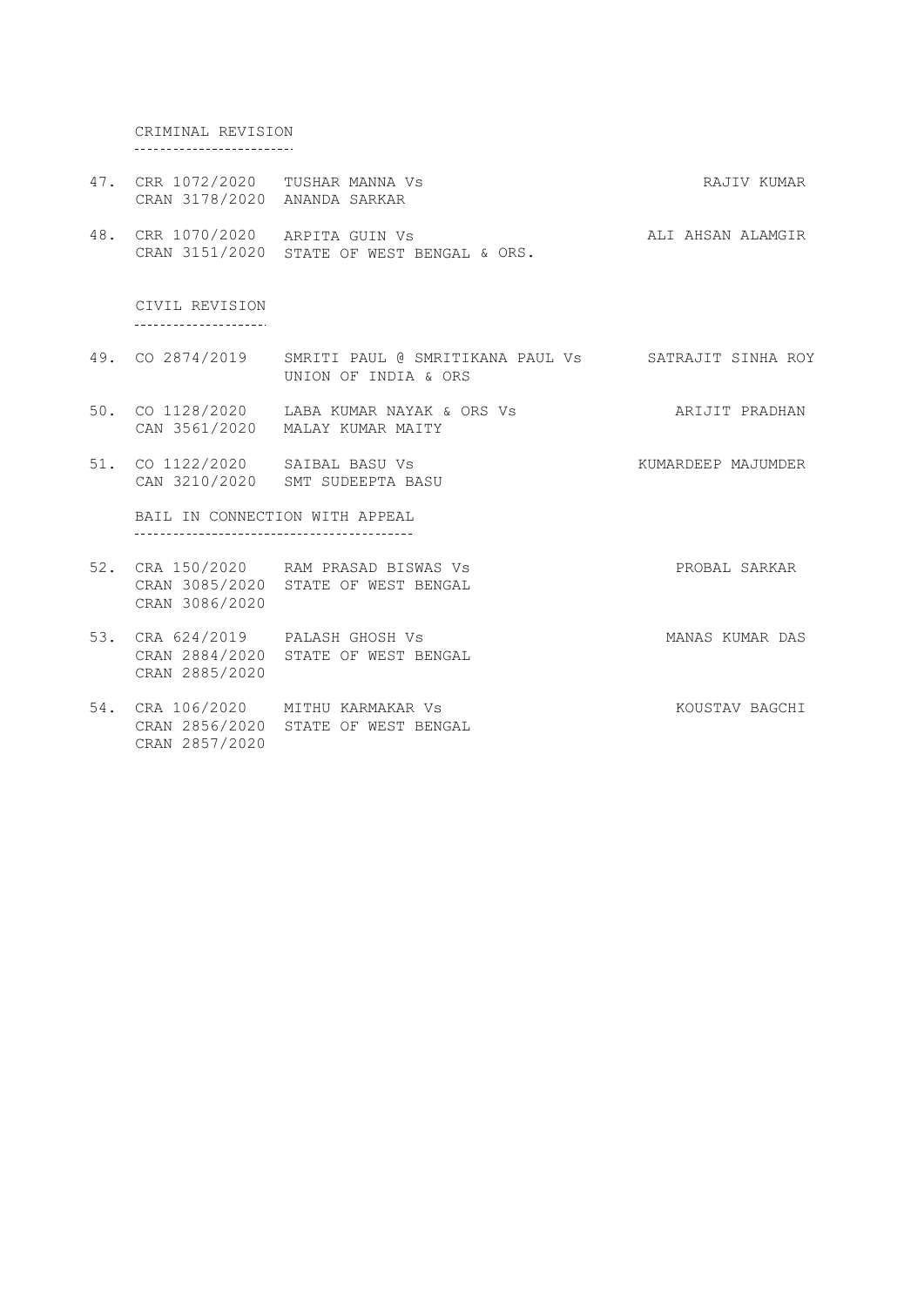### CRIMINAL REVISION

| No. | Case No. | Parties | Advocate |
|---|---|---|---|
| 47. | CRR 1072/2020<br>CRAN 3178/2020 | TUSHAR MANNA Vs<br>ANANDA SARKAR | RAJIV KUMAR |
| 48. | CRR 1070/2020<br>CRAN 3151/2020 | ARPITA GUIN Vs<br>STATE OF WEST BENGAL & ORS. | ALI AHSAN ALAMGIR |

### CIVIL REVISION

| No. | Case No. | Parties | Advocate |
|---|---|---|---|
| 49. | CO 2874/2019 | SMRITI PAUL @ SMRITIKANA PAUL Vs<br>UNION OF INDIA & ORS | SATRAJIT SINHA ROY |
| 50. | CO 1128/2020<br>CAN 3561/2020 | LABA KUMAR NAYAK & ORS Vs<br>MALAY KUMAR MAITY | ARIJIT PRADHAN |
| 51. | CO 1122/2020<br>CAN 3210/2020 | SAIBAL BASU Vs<br>SMT SUDEEPTA BASU | KUMARDEEP MAJUMDER |

### BAIL IN CONNECTION WITH APPEAL

| No. | Case No. | Parties | Advocate |
|---|---|---|---|
| 52. | CRA 150/2020<br>CRAN 3085/2020<br>CRAN 3086/2020 | RAM PRASAD BISWAS Vs<br>STATE OF WEST BENGAL | PROBAL SARKAR |
| 53. | CRA 624/2019<br>CRAN 2884/2020<br>CRAN 2885/2020 | PALASH GHOSH Vs<br>STATE OF WEST BENGAL | MANAS KUMAR DAS |
| 54. | CRA 106/2020<br>CRAN 2856/2020<br>CRAN 2857/2020 | MITHU KARMAKAR Vs<br>STATE OF WEST BENGAL | KOUSTAV BAGCHI |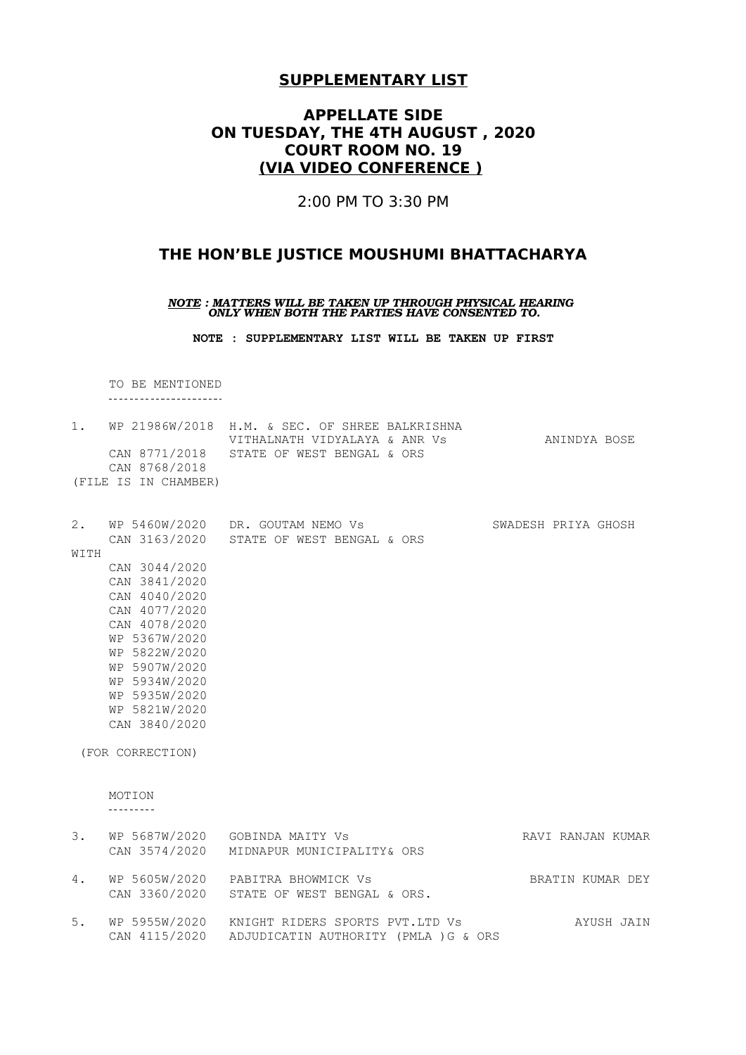# **SUPPLEMENTARY LIST**

## **APPELLATE SIDE**
## **ON TUESDAY, THE 4TH AUGUST , 2020**
## **COURT ROOM NO. 19**
## **(VIA VIDEO CONFERENCE )**

2:00 PM TO 3:30 PM

## **THE HON'BLE JUSTICE MOUSHUMI BHATTACHARYA**

***NOTE : MATTERS WILL BE TAKEN UP THROUGH PHYSICAL HEARING ONLY WHEN BOTH THE PARTIES HAVE CONSENTED TO.***

**NOTE : SUPPLEMENTARY LIST WILL BE TAKEN UP FIRST**

TO BE MENTIONED

1. WP 21986W/2018 H.M. & SEC. OF SHREE BALKRISHNA VITHALNATH VIDYALAYA & ANR Vs STATE OF WEST BENGAL & ORS — ANINDYA BOSE
   CAN 8771/2018
   CAN 8768/2018
   (FILE IS IN CHAMBER)

2. WP 5460W/2020 DR. GOUTAM NEMO Vs STATE OF WEST BENGAL & ORS — SWADESH PRIYA GHOSH
   CAN 3163/2020
   WITH
   CAN 3044/2020
   CAN 3841/2020
   CAN 4040/2020
   CAN 4077/2020
   CAN 4078/2020
   WP 5367W/2020
   WP 5822W/2020
   WP 5907W/2020
   WP 5934W/2020
   WP 5935W/2020
   WP 5821W/2020
   CAN 3840/2020
   (FOR CORRECTION)

MOTION

3. WP 5687W/2020 GOBINDA MAITY Vs MIDNAPUR MUNICIPALITY& ORS — RAVI RANJAN KUMAR
   CAN 3574/2020

4. WP 5605W/2020 PABITRA BHOWMICK Vs STATE OF WEST BENGAL & ORS. — BRATIN KUMAR DEY
   CAN 3360/2020

5. WP 5955W/2020 KNIGHT RIDERS SPORTS PVT.LTD Vs ADJUDICATIN AUTHORITY (PMLA )G & ORS — AYUSH JAIN
   CAN 4115/2020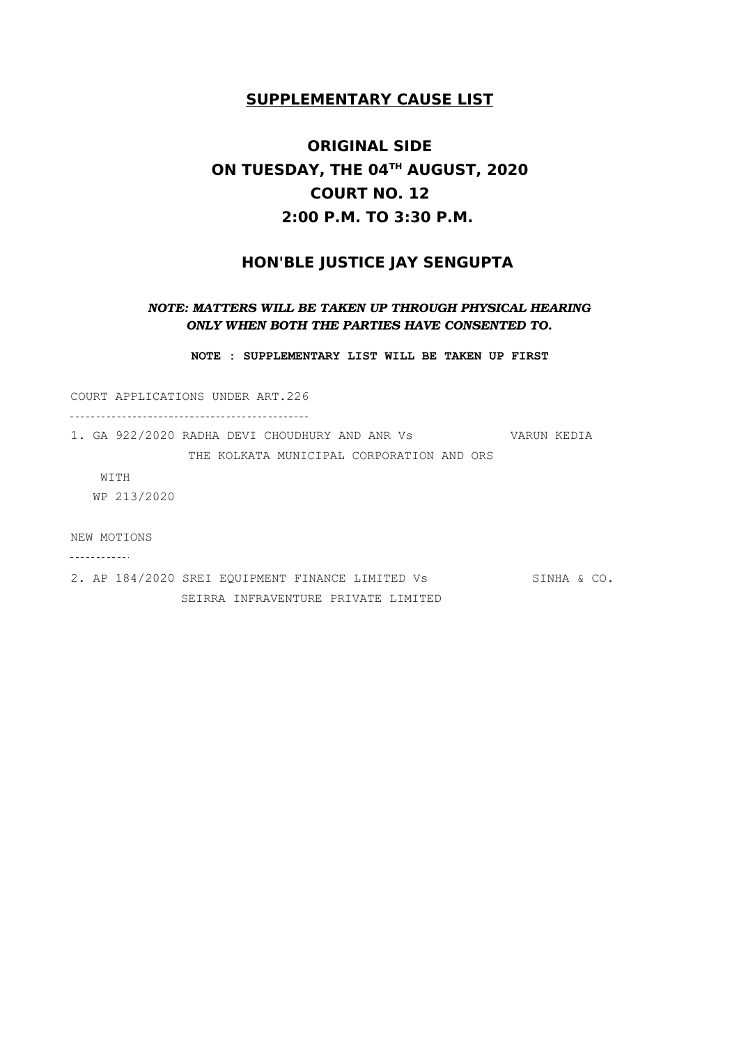## **SUPPLEMENTARY CAUSE LIST**

# ORIGINAL SIDE
# ON TUESDAY, THE 04TH AUGUST, 2020
# COURT NO. 12
# 2:00 P.M. TO 3:30 P.M.

## HON'BLE JUSTICE JAY SENGUPTA

***NOTE: MATTERS WILL BE TAKEN UP THROUGH PHYSICAL HEARING ONLY WHEN BOTH THE PARTIES HAVE CONSENTED TO.***

**NOTE : SUPPLEMENTARY LIST WILL BE TAKEN UP FIRST**

COURT APPLICATIONS UNDER ART.226

---

1. GA 922/2020 RADHA DEVI CHOUDHURY AND ANR Vs THE KOLKATA MUNICIPAL CORPORATION AND ORS — VARUN KEDIA

   WITH

   WP 213/2020

NEW MOTIONS

---

2. AP 184/2020 SREI EQUIPMENT FINANCE LIMITED Vs SEIRRA INFRAVENTURE PRIVATE LIMITED — SINHA & CO.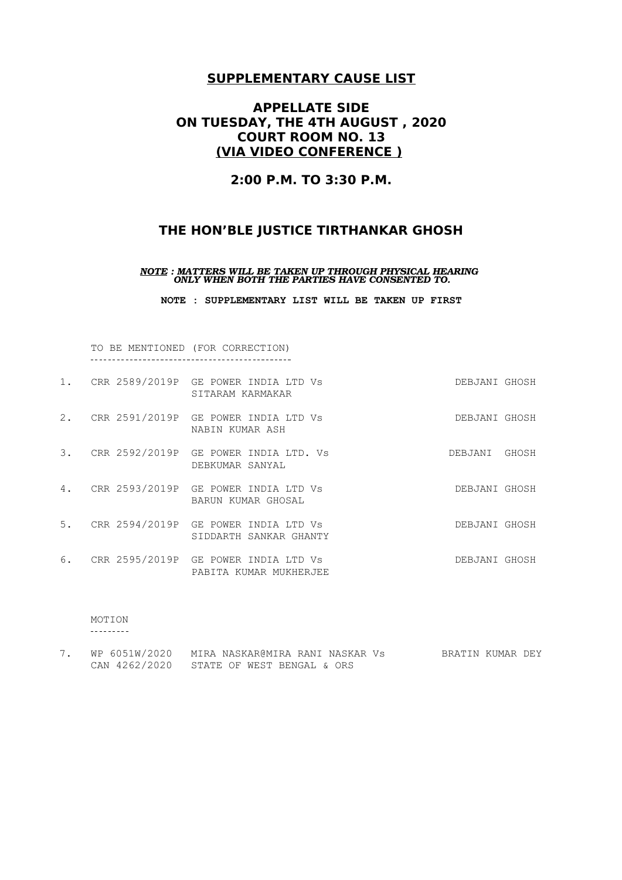# SUPPLEMENTARY CAUSE LIST

## APPELLATE SIDE
## ON TUESDAY, THE 4TH AUGUST , 2020
## COURT ROOM NO. 13
## (VIA VIDEO CONFERENCE )

### 2:00 P.M. TO 3:30 P.M.

## THE HON'BLE JUSTICE TIRTHANKAR GHOSH

***NOTE : MATTERS WILL BE TAKEN UP THROUGH PHYSICAL HEARING ONLY WHEN BOTH THE PARTIES HAVE CONSENTED TO.***

**NOTE : SUPPLEMENTARY LIST WILL BE TAKEN UP FIRST**

TO BE MENTIONED (FOR CORRECTION)

| | | | |
|---|---|---|---|
| 1. | CRR 2589/2019P | GE POWER INDIA LTD Vs<br>SITARAM KARMAKAR | DEBJANI GHOSH |
| 2. | CRR 2591/2019P | GE POWER INDIA LTD Vs<br>NABIN KUMAR ASH | DEBJANI GHOSH |
| 3. | CRR 2592/2019P | GE POWER INDIA LTD. Vs<br>DEBKUMAR SANYAL | DEBJANI GHOSH |
| 4. | CRR 2593/2019P | GE POWER INDIA LTD Vs<br>BARUN KUMAR GHOSAL | DEBJANI GHOSH |
| 5. | CRR 2594/2019P | GE POWER INDIA LTD Vs<br>SIDDARTH SANKAR GHANTY | DEBJANI GHOSH |
| 6. | CRR 2595/2019P | GE POWER INDIA LTD Vs<br>PABITA KUMAR MUKHERJEE | DEBJANI GHOSH |

MOTION

| | | | |
|---|---|---|---|
| 7. | WP 6051W/2020<br>CAN 4262/2020 | MIRA NASKAR@MIRA RANI NASKAR Vs<br>STATE OF WEST BENGAL & ORS | BRATIN KUMAR DEY |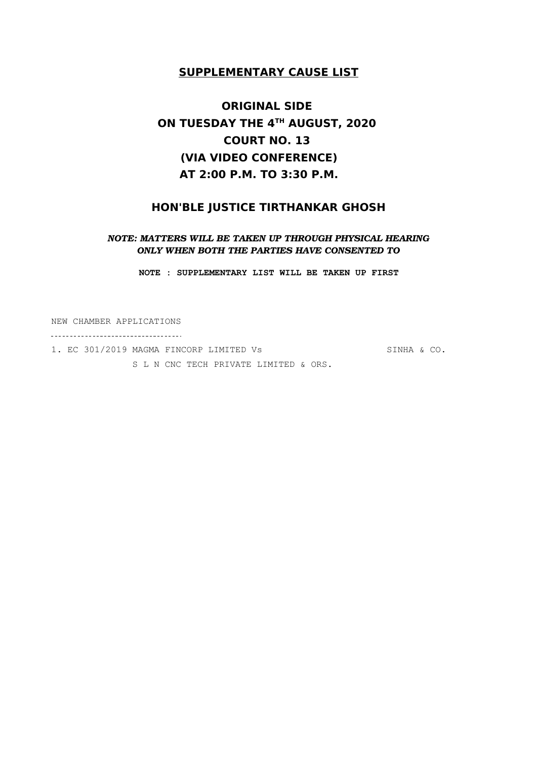## **SUPPLEMENTARY CAUSE LIST**

# ORIGINAL SIDE
# ON TUESDAY THE 4TH AUGUST, 2020
# COURT NO. 13
# (VIA VIDEO CONFERENCE)
# AT 2:00 P.M. TO 3:30 P.M.

## HON'BLE JUSTICE TIRTHANKAR GHOSH

***NOTE: MATTERS WILL BE TAKEN UP THROUGH PHYSICAL HEARING ONLY WHEN BOTH THE PARTIES HAVE CONSENTED TO***

**NOTE : SUPPLEMENTARY LIST WILL BE TAKEN UP FIRST**

NEW CHAMBER APPLICATIONS

---

1. EC 301/2019 MAGMA FINCORP LIMITED Vs S L N CNC TECH PRIVATE LIMITED & ORS. — SINHA & CO.